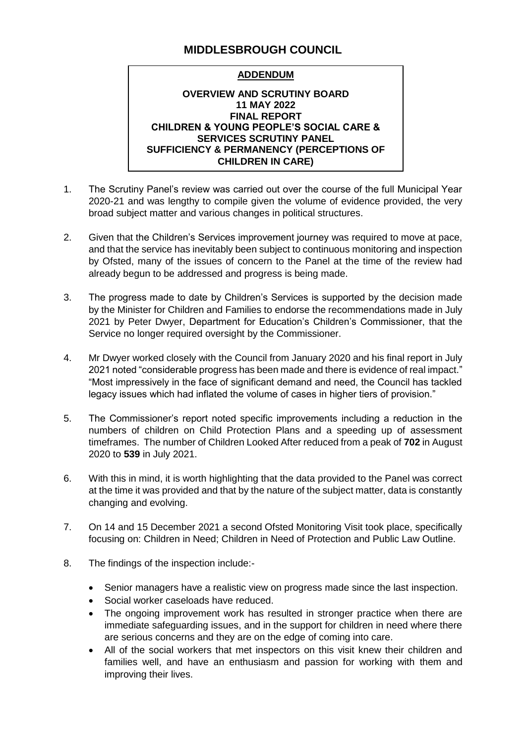# MIDDLESBROUGH COUNCIL

**ADDENDUM**

**OVERVIEW AND SCRUTINY BOARD**
**11 MAY 2022**
**FINAL REPORT**
**CHILDREN & YOUNG PEOPLE'S SOCIAL CARE & SERVICES SCRUTINY PANEL**
**SUFFICIENCY & PERMANENCY (PERCEPTIONS OF CHILDREN IN CARE)**

1. The Scrutiny Panel's review was carried out over the course of the full Municipal Year 2020-21 and was lengthy to compile given the volume of evidence provided, the very broad subject matter and various changes in political structures.

2. Given that the Children's Services improvement journey was required to move at pace, and that the service has inevitably been subject to continuous monitoring and inspection by Ofsted, many of the issues of concern to the Panel at the time of the review had already begun to be addressed and progress is being made.

3. The progress made to date by Children's Services is supported by the decision made by the Minister for Children and Families to endorse the recommendations made in July 2021 by Peter Dwyer, Department for Education's Children's Commissioner, that the Service no longer required oversight by the Commissioner.

4. Mr Dwyer worked closely with the Council from January 2020 and his final report in July 2021 noted "considerable progress has been made and there is evidence of real impact." "Most impressively in the face of significant demand and need, the Council has tackled legacy issues which had inflated the volume of cases in higher tiers of provision."

5. The Commissioner's report noted specific improvements including a reduction in the numbers of children on Child Protection Plans and a speeding up of assessment timeframes. The number of Children Looked After reduced from a peak of **702** in August 2020 to **539** in July 2021.

6. With this in mind, it is worth highlighting that the data provided to the Panel was correct at the time it was provided and that by the nature of the subject matter, data is constantly changing and evolving.

7. On 14 and 15 December 2021 a second Ofsted Monitoring Visit took place, specifically focusing on: Children in Need; Children in Need of Protection and Public Law Outline.

8. The findings of the inspection include:-

   - Senior managers have a realistic view on progress made since the last inspection.
   - Social worker caseloads have reduced.
   - The ongoing improvement work has resulted in stronger practice when there are immediate safeguarding issues, and in the support for children in need where there are serious concerns and they are on the edge of coming into care.
   - All of the social workers that met inspectors on this visit knew their children and families well, and have an enthusiasm and passion for working with them and improving their lives.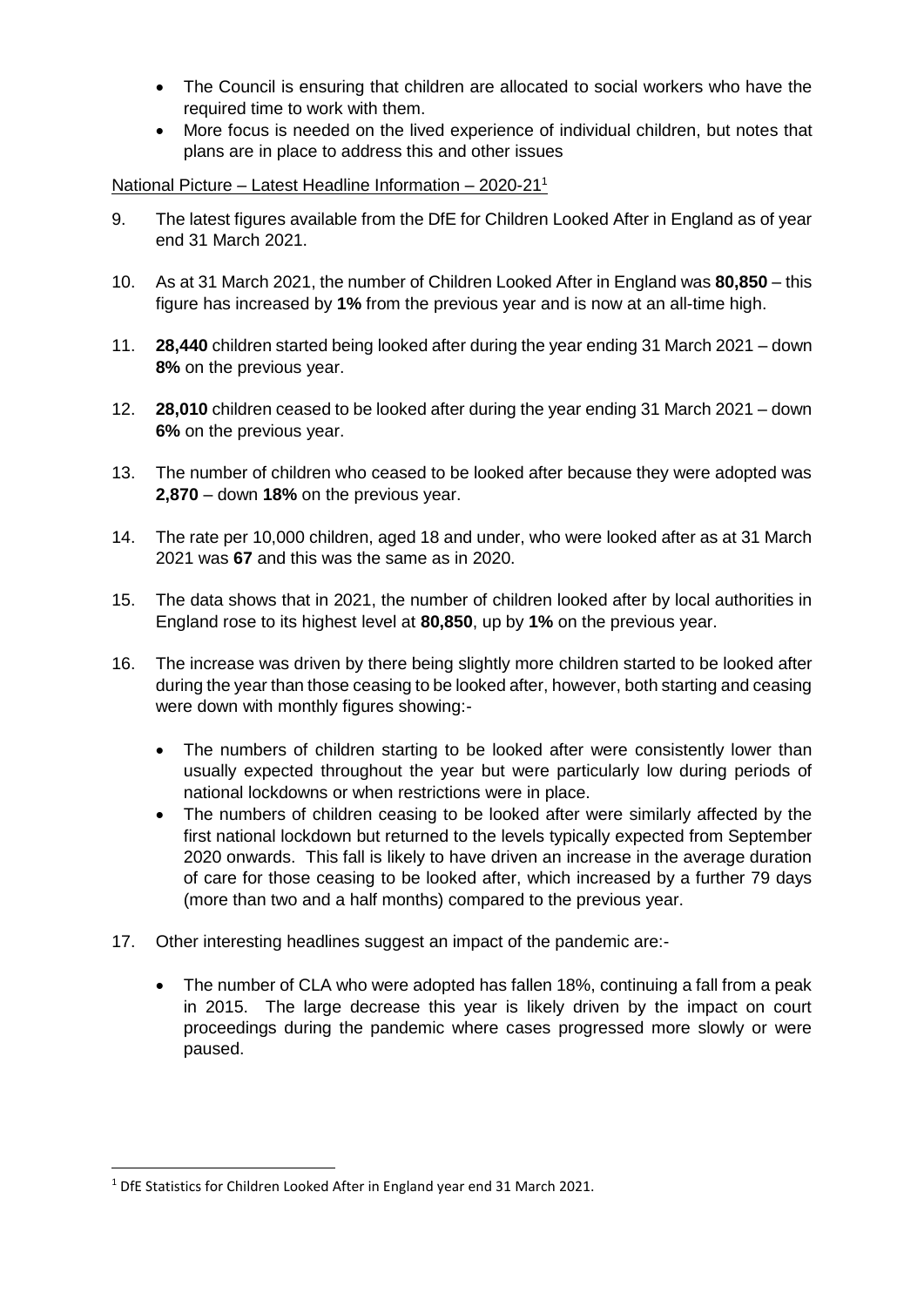- The Council is ensuring that children are allocated to social workers who have the required time to work with them.
- More focus is needed on the lived experience of individual children, but notes that plans are in place to address this and other issues

National Picture – Latest Headline Information – 2020-21[1]

9. The latest figures available from the DfE for Children Looked After in England as of year end 31 March 2021.

10. As at 31 March 2021, the number of Children Looked After in England was **80,850** – this figure has increased by **1%** from the previous year and is now at an all-time high.

11. **28,440** children started being looked after during the year ending 31 March 2021 – down **8%** on the previous year.

12. **28,010** children ceased to be looked after during the year ending 31 March 2021 – down **6%** on the previous year.

13. The number of children who ceased to be looked after because they were adopted was **2,870** – down **18%** on the previous year.

14. The rate per 10,000 children, aged 18 and under, who were looked after as at 31 March 2021 was **67** and this was the same as in 2020.

15. The data shows that in 2021, the number of children looked after by local authorities in England rose to its highest level at **80,850**, up by **1%** on the previous year.

16. The increase was driven by there being slightly more children started to be looked after during the year than those ceasing to be looked after, however, both starting and ceasing were down with monthly figures showing:-

    - The numbers of children starting to be looked after were consistently lower than usually expected throughout the year but were particularly low during periods of national lockdowns or when restrictions were in place.
    - The numbers of children ceasing to be looked after were similarly affected by the first national lockdown but returned to the levels typically expected from September 2020 onwards. This fall is likely to have driven an increase in the average duration of care for those ceasing to be looked after, which increased by a further 79 days (more than two and a half months) compared to the previous year.

17. Other interesting headlines suggest an impact of the pandemic are:-

    - The number of CLA who were adopted has fallen 18%, continuing a fall from a peak in 2015. The large decrease this year is likely driven by the impact on court proceedings during the pandemic where cases progressed more slowly or were paused.

[1] DfE Statistics for Children Looked After in England year end 31 March 2021.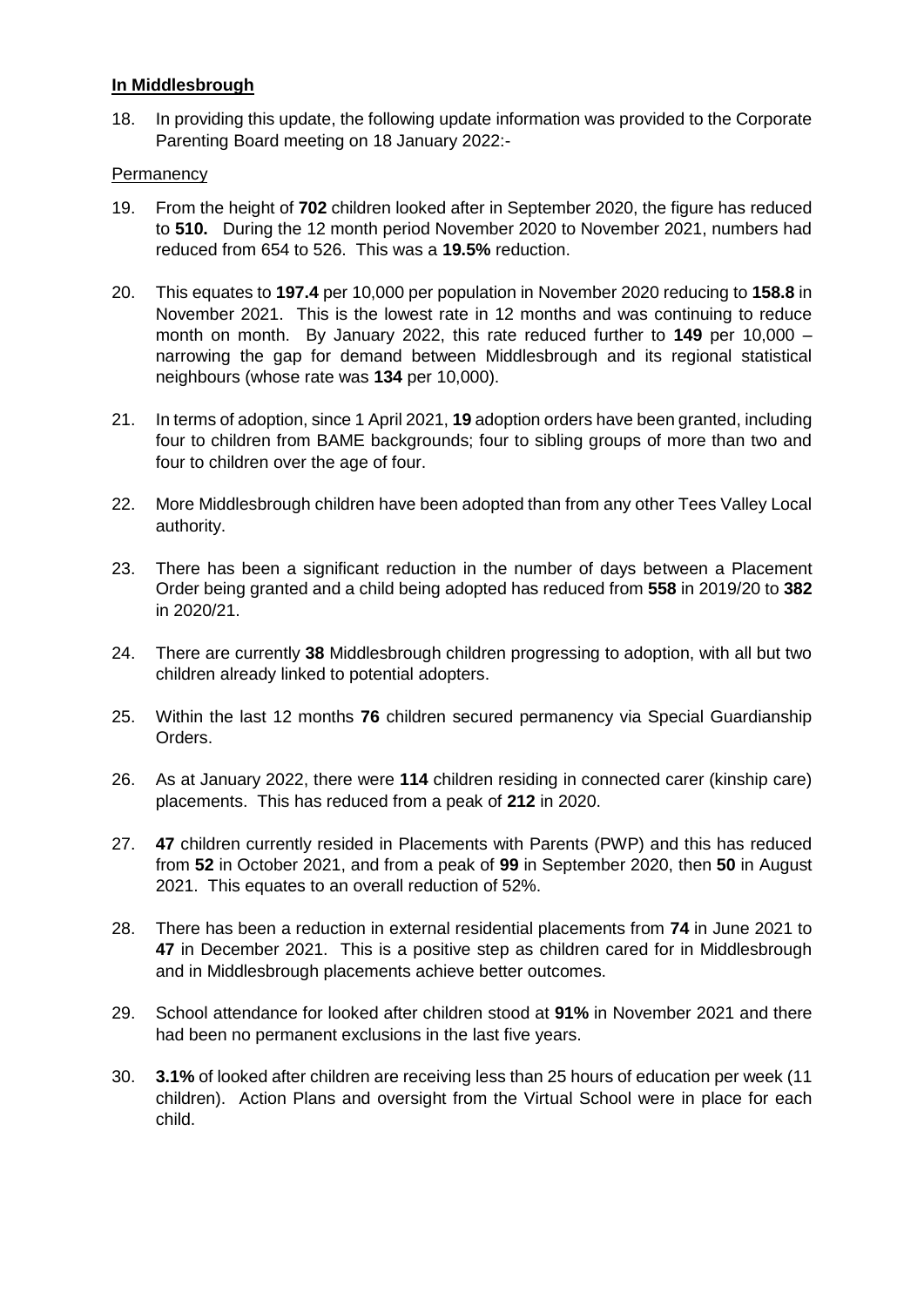**In Middlesbrough**

18. In providing this update, the following update information was provided to the Corporate Parenting Board meeting on 18 January 2022:-

Permanency

19. From the height of **702** children looked after in September 2020, the figure has reduced to **510.** During the 12 month period November 2020 to November 2021, numbers had reduced from 654 to 526. This was a **19.5%** reduction.

20. This equates to **197.4** per 10,000 per population in November 2020 reducing to **158.8** in November 2021. This is the lowest rate in 12 months and was continuing to reduce month on month. By January 2022, this rate reduced further to **149** per 10,000 – narrowing the gap for demand between Middlesbrough and its regional statistical neighbours (whose rate was **134** per 10,000).

21. In terms of adoption, since 1 April 2021, **19** adoption orders have been granted, including four to children from BAME backgrounds; four to sibling groups of more than two and four to children over the age of four.

22. More Middlesbrough children have been adopted than from any other Tees Valley Local authority.

23. There has been a significant reduction in the number of days between a Placement Order being granted and a child being adopted has reduced from **558** in 2019/20 to **382** in 2020/21.

24. There are currently **38** Middlesbrough children progressing to adoption, with all but two children already linked to potential adopters.

25. Within the last 12 months **76** children secured permanency via Special Guardianship Orders.

26. As at January 2022, there were **114** children residing in connected carer (kinship care) placements. This has reduced from a peak of **212** in 2020.

27. **47** children currently resided in Placements with Parents (PWP) and this has reduced from **52** in October 2021, and from a peak of **99** in September 2020, then **50** in August 2021. This equates to an overall reduction of 52%.

28. There has been a reduction in external residential placements from **74** in June 2021 to **47** in December 2021. This is a positive step as children cared for in Middlesbrough and in Middlesbrough placements achieve better outcomes.

29. School attendance for looked after children stood at **91%** in November 2021 and there had been no permanent exclusions in the last five years.

30. **3.1%** of looked after children are receiving less than 25 hours of education per week (11 children). Action Plans and oversight from the Virtual School were in place for each child.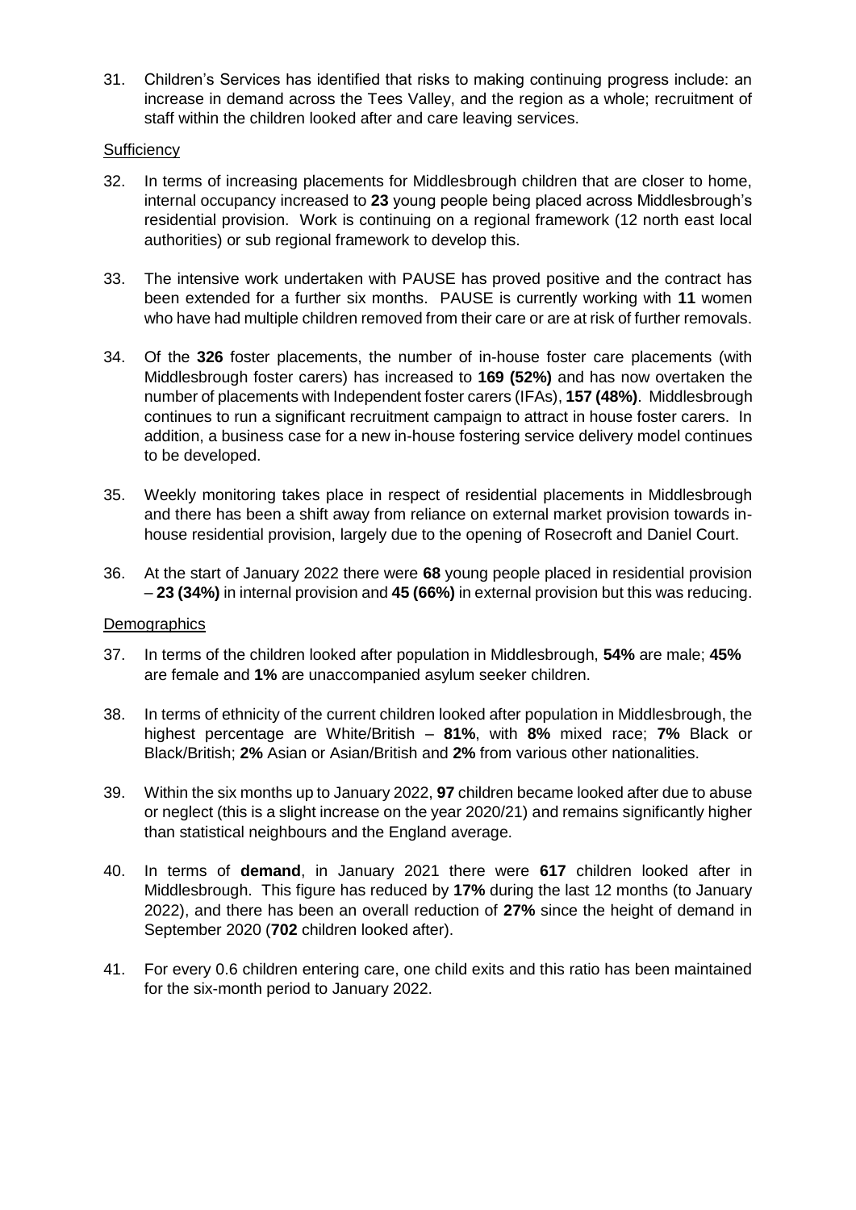31. Children's Services has identified that risks to making continuing progress include: an increase in demand across the Tees Valley, and the region as a whole; recruitment of staff within the children looked after and care leaving services.

<u>Sufficiency</u>

32. In terms of increasing placements for Middlesbrough children that are closer to home, internal occupancy increased to **23** young people being placed across Middlesbrough's residential provision. Work is continuing on a regional framework (12 north east local authorities) or sub regional framework to develop this.

33. The intensive work undertaken with PAUSE has proved positive and the contract has been extended for a further six months. PAUSE is currently working with **11** women who have had multiple children removed from their care or are at risk of further removals.

34. Of the **326** foster placements, the number of in-house foster care placements (with Middlesbrough foster carers) has increased to **169 (52%)** and has now overtaken the number of placements with Independent foster carers (IFAs), **157 (48%)**. Middlesbrough continues to run a significant recruitment campaign to attract in house foster carers. In addition, a business case for a new in-house fostering service delivery model continues to be developed.

35. Weekly monitoring takes place in respect of residential placements in Middlesbrough and there has been a shift away from reliance on external market provision towards in-house residential provision, largely due to the opening of Rosecroft and Daniel Court.

36. At the start of January 2022 there were **68** young people placed in residential provision – **23 (34%)** in internal provision and **45 (66%)** in external provision but this was reducing.

<u>Demographics</u>

37. In terms of the children looked after population in Middlesbrough, **54%** are male; **45%** are female and **1%** are unaccompanied asylum seeker children.

38. In terms of ethnicity of the current children looked after population in Middlesbrough, the highest percentage are White/British – **81%**, with **8%** mixed race; **7%** Black or Black/British; **2%** Asian or Asian/British and **2%** from various other nationalities.

39. Within the six months up to January 2022, **97** children became looked after due to abuse or neglect (this is a slight increase on the year 2020/21) and remains significantly higher than statistical neighbours and the England average.

40. In terms of **demand**, in January 2021 there were **617** children looked after in Middlesbrough. This figure has reduced by **17%** during the last 12 months (to January 2022), and there has been an overall reduction of **27%** since the height of demand in September 2020 (**702** children looked after).

41. For every 0.6 children entering care, one child exits and this ratio has been maintained for the six-month period to January 2022.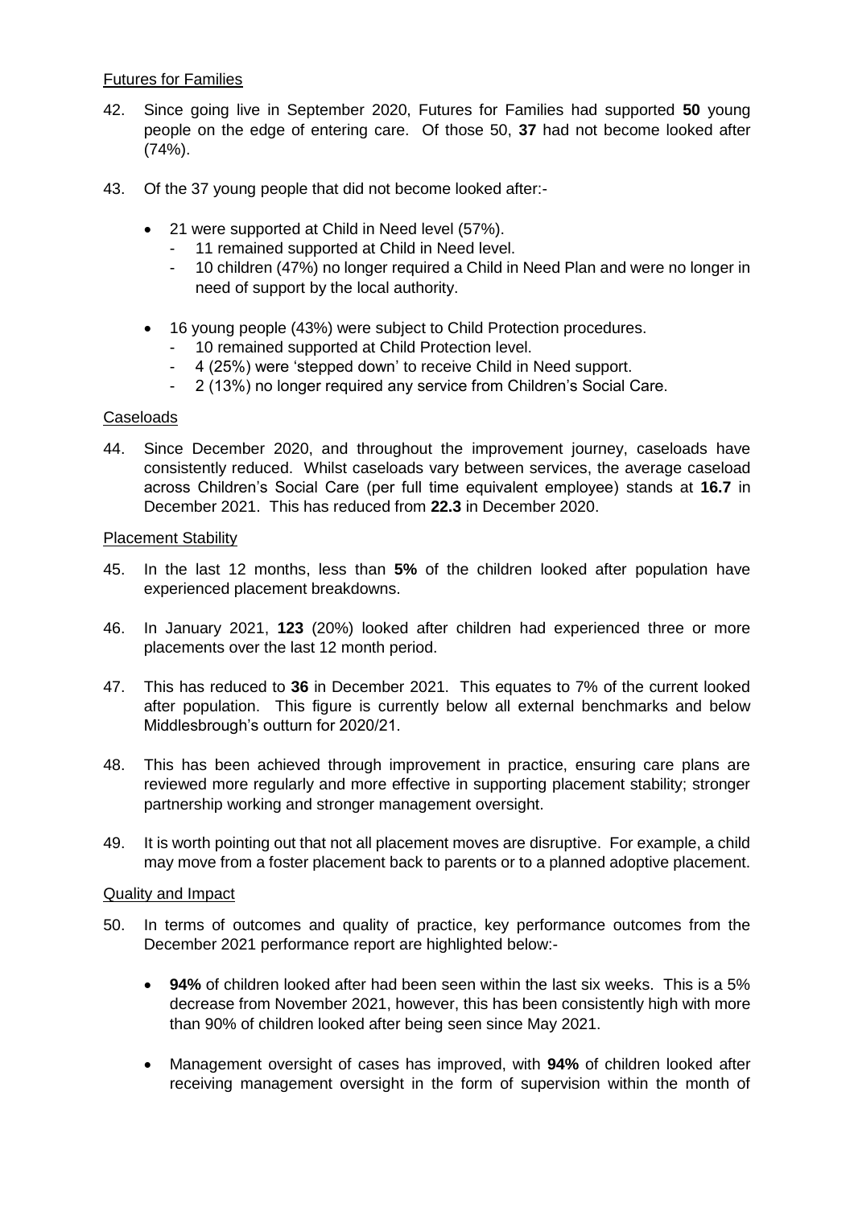Futures for Families

42. Since going live in September 2020, Futures for Families had supported **50** young people on the edge of entering care. Of those 50, **37** had not become looked after (74%).

43. Of the 37 young people that did not become looked after:-

    - 21 were supported at Child in Need level (57%).
        - 11 remained supported at Child in Need level.
        - 10 children (47%) no longer required a Child in Need Plan and were no longer in need of support by the local authority.

    - 16 young people (43%) were subject to Child Protection procedures.
        - 10 remained supported at Child Protection level.
        - 4 (25%) were 'stepped down' to receive Child in Need support.
        - 2 (13%) no longer required any service from Children's Social Care.

Caseloads

44. Since December 2020, and throughout the improvement journey, caseloads have consistently reduced. Whilst caseloads vary between services, the average caseload across Children's Social Care (per full time equivalent employee) stands at **16.7** in December 2021. This has reduced from **22.3** in December 2020.

Placement Stability

45. In the last 12 months, less than **5%** of the children looked after population have experienced placement breakdowns.

46. In January 2021, **123** (20%) looked after children had experienced three or more placements over the last 12 month period.

47. This has reduced to **36** in December 2021. This equates to 7% of the current looked after population. This figure is currently below all external benchmarks and below Middlesbrough's outturn for 2020/21.

48. This has been achieved through improvement in practice, ensuring care plans are reviewed more regularly and more effective in supporting placement stability; stronger partnership working and stronger management oversight.

49. It is worth pointing out that not all placement moves are disruptive. For example, a child may move from a foster placement back to parents or to a planned adoptive placement.

Quality and Impact

50. In terms of outcomes and quality of practice, key performance outcomes from the December 2021 performance report are highlighted below:-

    - **94%** of children looked after had been seen within the last six weeks. This is a 5% decrease from November 2021, however, this has been consistently high with more than 90% of children looked after being seen since May 2021.

    - Management oversight of cases has improved, with **94%** of children looked after receiving management oversight in the form of supervision within the month of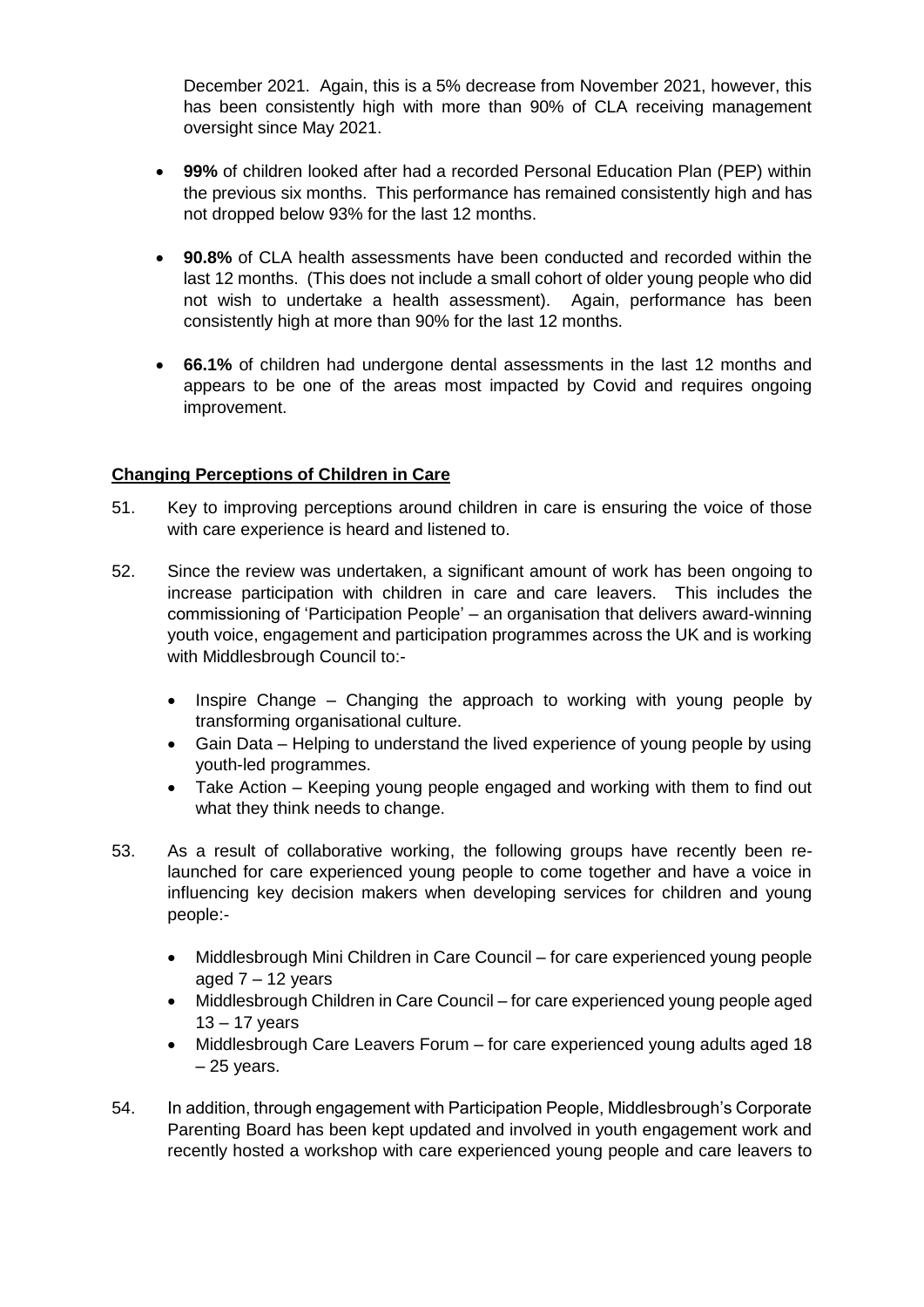December 2021. Again, this is a 5% decrease from November 2021, however, this has been consistently high with more than 90% of CLA receiving management oversight since May 2021.

- **99%** of children looked after had a recorded Personal Education Plan (PEP) within the previous six months. This performance has remained consistently high and has not dropped below 93% for the last 12 months.

- **90.8%** of CLA health assessments have been conducted and recorded within the last 12 months. (This does not include a small cohort of older young people who did not wish to undertake a health assessment). Again, performance has been consistently high at more than 90% for the last 12 months.

- **66.1%** of children had undergone dental assessments in the last 12 months and appears to be one of the areas most impacted by Covid and requires ongoing improvement.

**Changing Perceptions of Children in Care**

51. Key to improving perceptions around children in care is ensuring the voice of those with care experience is heard and listened to.

52. Since the review was undertaken, a significant amount of work has been ongoing to increase participation with children in care and care leavers. This includes the commissioning of 'Participation People' – an organisation that delivers award-winning youth voice, engagement and participation programmes across the UK and is working with Middlesbrough Council to:-

    - Inspire Change – Changing the approach to working with young people by transforming organisational culture.
    - Gain Data – Helping to understand the lived experience of young people by using youth-led programmes.
    - Take Action – Keeping young people engaged and working with them to find out what they think needs to change.

53. As a result of collaborative working, the following groups have recently been re-launched for care experienced young people to come together and have a voice in influencing key decision makers when developing services for children and young people:-

    - Middlesbrough Mini Children in Care Council – for care experienced young people aged 7 – 12 years
    - Middlesbrough Children in Care Council – for care experienced young people aged 13 – 17 years
    - Middlesbrough Care Leavers Forum – for care experienced young adults aged 18 – 25 years.

54. In addition, through engagement with Participation People, Middlesbrough's Corporate Parenting Board has been kept updated and involved in youth engagement work and recently hosted a workshop with care experienced young people and care leavers to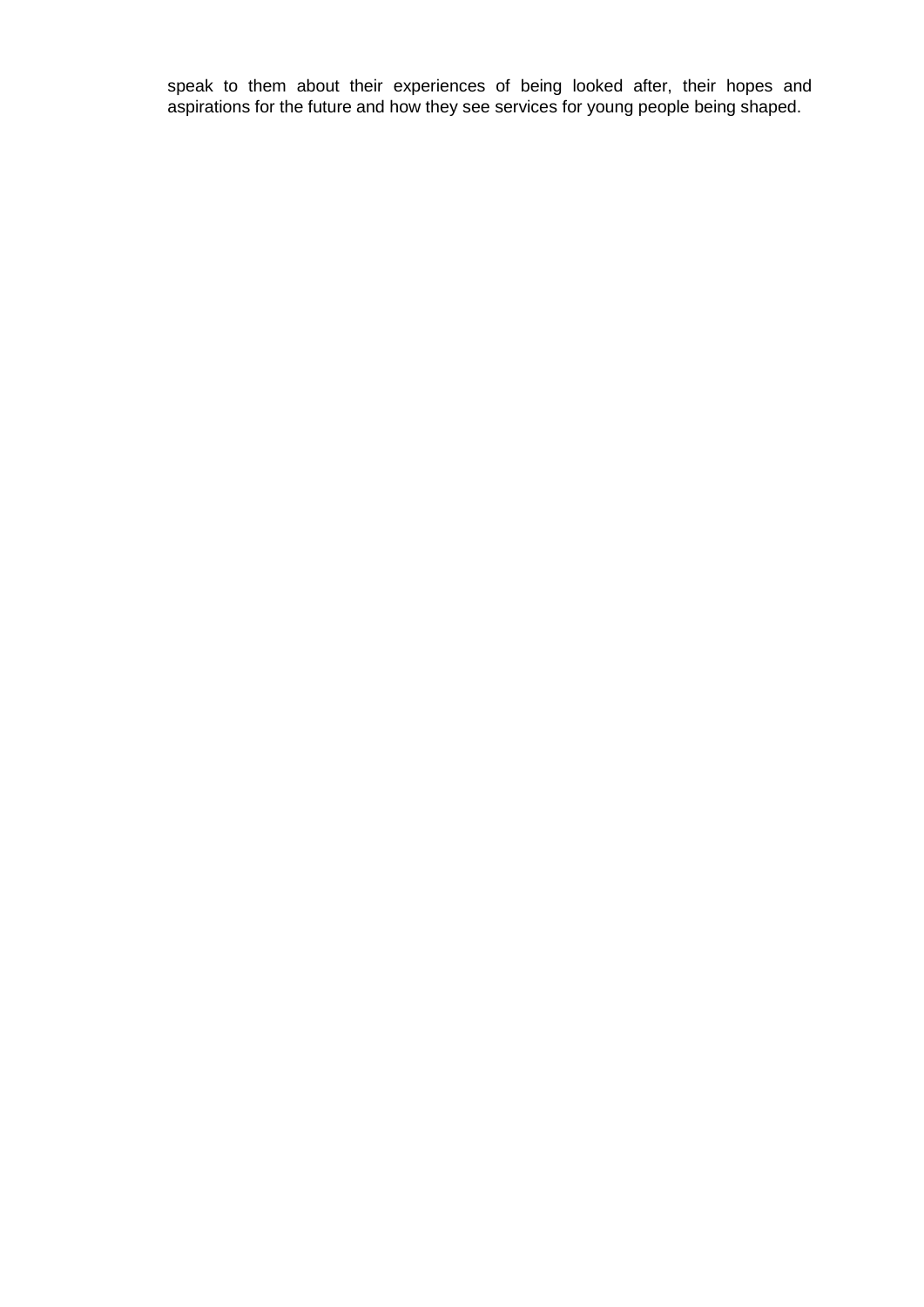speak to them about their experiences of being looked after, their hopes and aspirations for the future and how they see services for young people being shaped.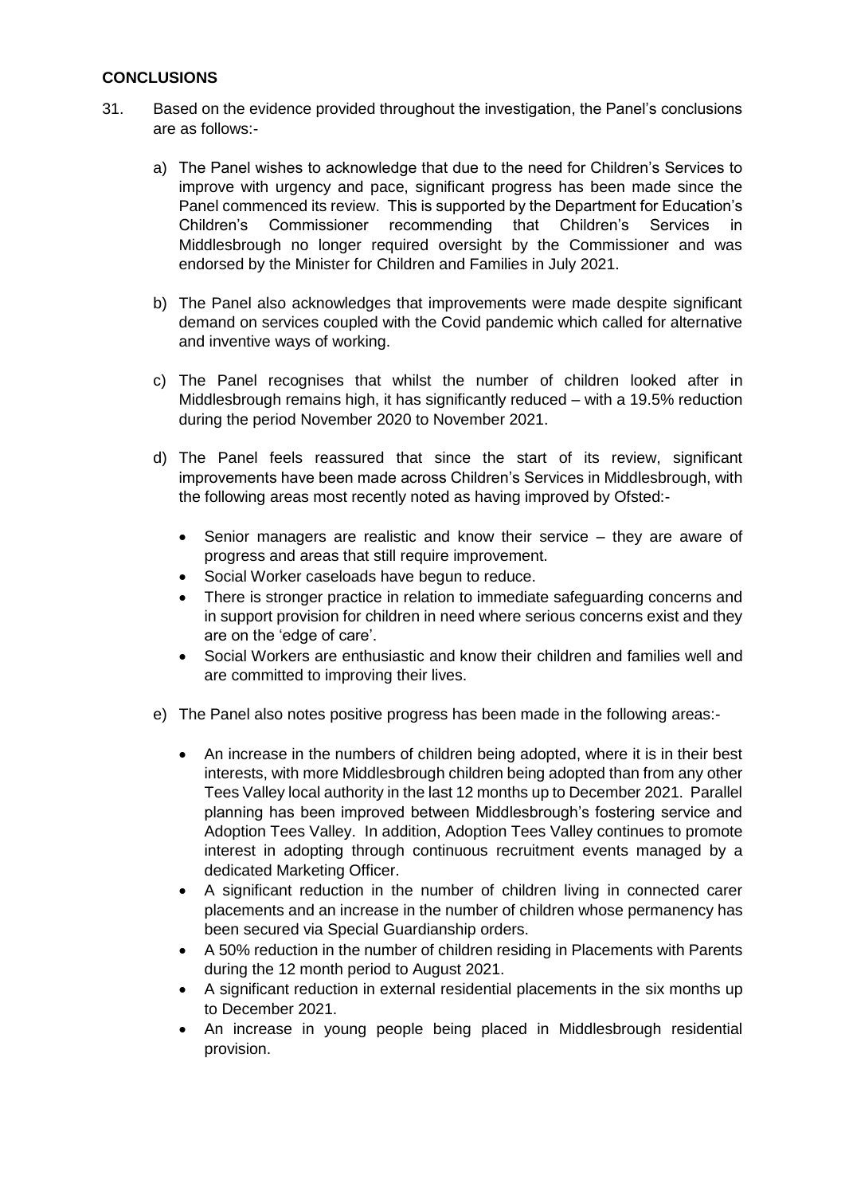## CONCLUSIONS

31. Based on the evidence provided throughout the investigation, the Panel's conclusions are as follows:-

    a) The Panel wishes to acknowledge that due to the need for Children's Services to improve with urgency and pace, significant progress has been made since the Panel commenced its review. This is supported by the Department for Education's Children's Commissioner recommending that Children's Services in Middlesbrough no longer required oversight by the Commissioner and was endorsed by the Minister for Children and Families in July 2021.

    b) The Panel also acknowledges that improvements were made despite significant demand on services coupled with the Covid pandemic which called for alternative and inventive ways of working.

    c) The Panel recognises that whilst the number of children looked after in Middlesbrough remains high, it has significantly reduced – with a 19.5% reduction during the period November 2020 to November 2021.

    d) The Panel feels reassured that since the start of its review, significant improvements have been made across Children's Services in Middlesbrough, with the following areas most recently noted as having improved by Ofsted:-

        - Senior managers are realistic and know their service – they are aware of progress and areas that still require improvement.
        - Social Worker caseloads have begun to reduce.
        - There is stronger practice in relation to immediate safeguarding concerns and in support provision for children in need where serious concerns exist and they are on the 'edge of care'.
        - Social Workers are enthusiastic and know their children and families well and are committed to improving their lives.

    e) The Panel also notes positive progress has been made in the following areas:-

        - An increase in the numbers of children being adopted, where it is in their best interests, with more Middlesbrough children being adopted than from any other Tees Valley local authority in the last 12 months up to December 2021. Parallel planning has been improved between Middlesbrough's fostering service and Adoption Tees Valley. In addition, Adoption Tees Valley continues to promote interest in adopting through continuous recruitment events managed by a dedicated Marketing Officer.
        - A significant reduction in the number of children living in connected carer placements and an increase in the number of children whose permanency has been secured via Special Guardianship orders.
        - A 50% reduction in the number of children residing in Placements with Parents during the 12 month period to August 2021.
        - A significant reduction in external residential placements in the six months up to December 2021.
        - An increase in young people being placed in Middlesbrough residential provision.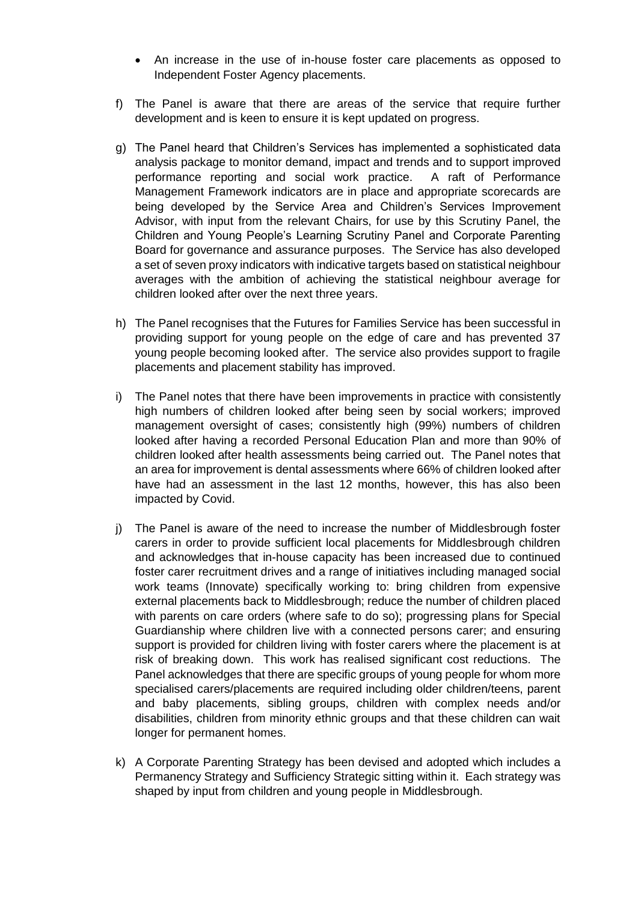- An increase in the use of in-house foster care placements as opposed to Independent Foster Agency placements.

f) The Panel is aware that there are areas of the service that require further development and is keen to ensure it is kept updated on progress.

g) The Panel heard that Children's Services has implemented a sophisticated data analysis package to monitor demand, impact and trends and to support improved performance reporting and social work practice. A raft of Performance Management Framework indicators are in place and appropriate scorecards are being developed by the Service Area and Children's Services Improvement Advisor, with input from the relevant Chairs, for use by this Scrutiny Panel, the Children and Young People's Learning Scrutiny Panel and Corporate Parenting Board for governance and assurance purposes. The Service has also developed a set of seven proxy indicators with indicative targets based on statistical neighbour averages with the ambition of achieving the statistical neighbour average for children looked after over the next three years.

h) The Panel recognises that the Futures for Families Service has been successful in providing support for young people on the edge of care and has prevented 37 young people becoming looked after. The service also provides support to fragile placements and placement stability has improved.

i) The Panel notes that there have been improvements in practice with consistently high numbers of children looked after being seen by social workers; improved management oversight of cases; consistently high (99%) numbers of children looked after having a recorded Personal Education Plan and more than 90% of children looked after health assessments being carried out. The Panel notes that an area for improvement is dental assessments where 66% of children looked after have had an assessment in the last 12 months, however, this has also been impacted by Covid.

j) The Panel is aware of the need to increase the number of Middlesbrough foster carers in order to provide sufficient local placements for Middlesbrough children and acknowledges that in-house capacity has been increased due to continued foster carer recruitment drives and a range of initiatives including managed social work teams (Innovate) specifically working to: bring children from expensive external placements back to Middlesbrough; reduce the number of children placed with parents on care orders (where safe to do so); progressing plans for Special Guardianship where children live with a connected persons carer; and ensuring support is provided for children living with foster carers where the placement is at risk of breaking down. This work has realised significant cost reductions. The Panel acknowledges that there are specific groups of young people for whom more specialised carers/placements are required including older children/teens, parent and baby placements, sibling groups, children with complex needs and/or disabilities, children from minority ethnic groups and that these children can wait longer for permanent homes.

k) A Corporate Parenting Strategy has been devised and adopted which includes a Permanency Strategy and Sufficiency Strategic sitting within it. Each strategy was shaped by input from children and young people in Middlesbrough.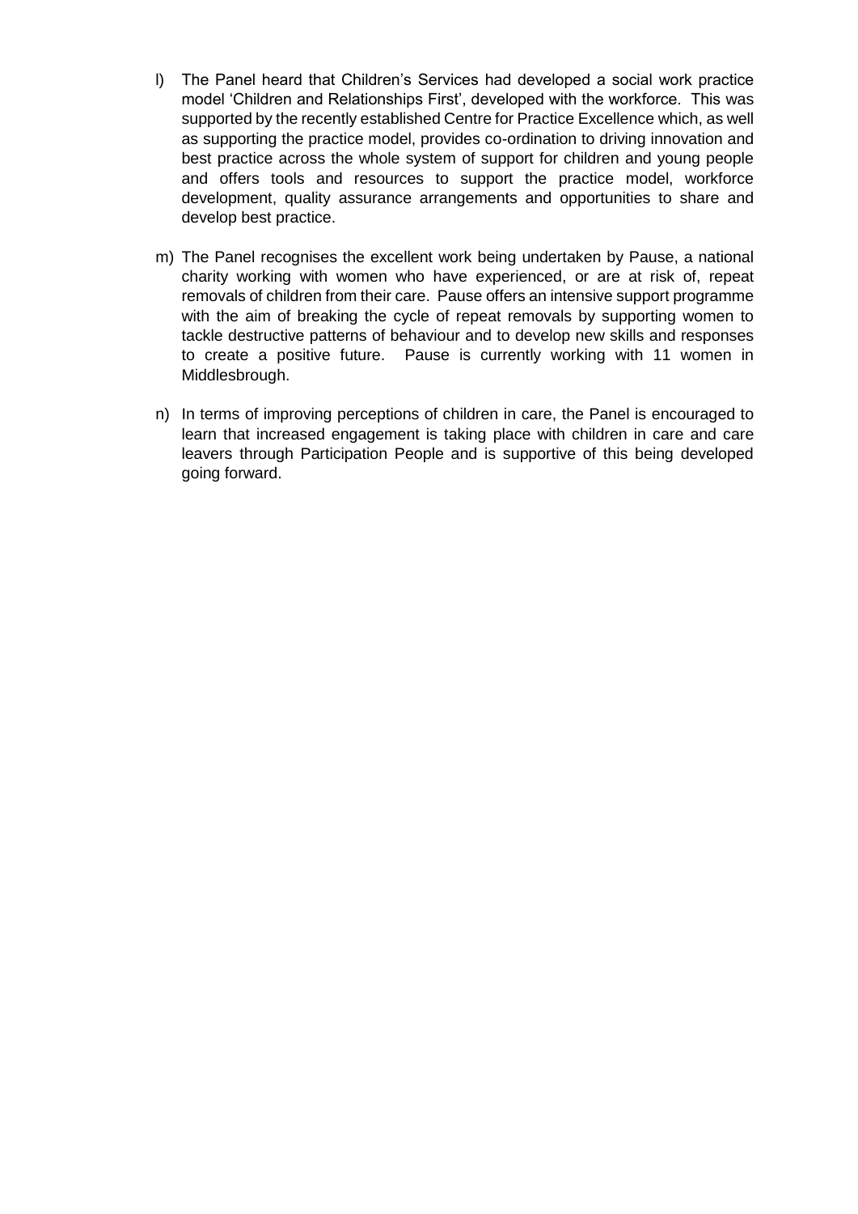l) The Panel heard that Children's Services had developed a social work practice model 'Children and Relationships First', developed with the workforce. This was supported by the recently established Centre for Practice Excellence which, as well as supporting the practice model, provides co-ordination to driving innovation and best practice across the whole system of support for children and young people and offers tools and resources to support the practice model, workforce development, quality assurance arrangements and opportunities to share and develop best practice.

m) The Panel recognises the excellent work being undertaken by Pause, a national charity working with women who have experienced, or are at risk of, repeat removals of children from their care. Pause offers an intensive support programme with the aim of breaking the cycle of repeat removals by supporting women to tackle destructive patterns of behaviour and to develop new skills and responses to create a positive future. Pause is currently working with 11 women in Middlesbrough.

n) In terms of improving perceptions of children in care, the Panel is encouraged to learn that increased engagement is taking place with children in care and care leavers through Participation People and is supportive of this being developed going forward.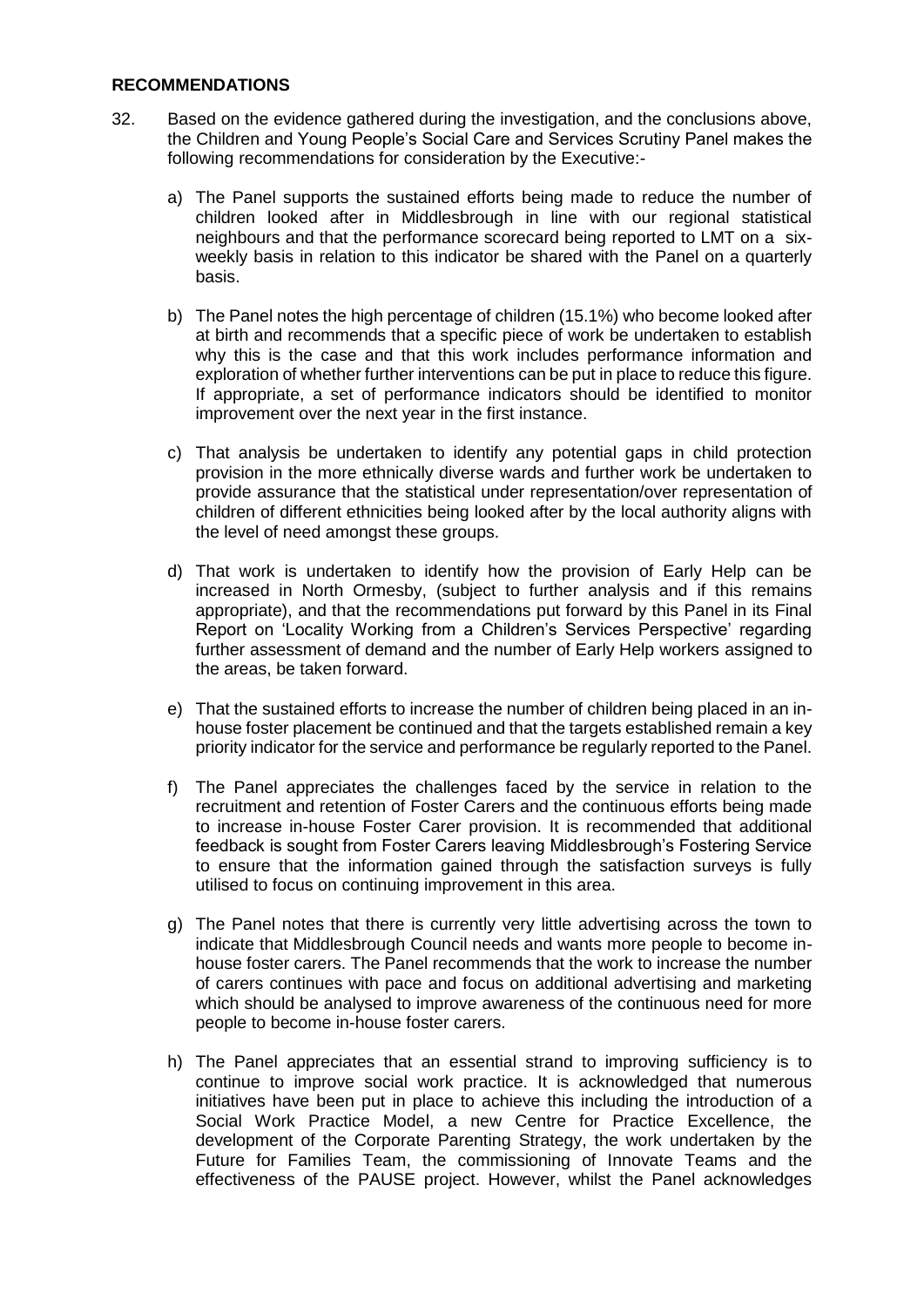## RECOMMENDATIONS

32. Based on the evidence gathered during the investigation, and the conclusions above, the Children and Young People's Social Care and Services Scrutiny Panel makes the following recommendations for consideration by the Executive:-

    a) The Panel supports the sustained efforts being made to reduce the number of children looked after in Middlesbrough in line with our regional statistical neighbours and that the performance scorecard being reported to LMT on a six-weekly basis in relation to this indicator be shared with the Panel on a quarterly basis.

    b) The Panel notes the high percentage of children (15.1%) who become looked after at birth and recommends that a specific piece of work be undertaken to establish why this is the case and that this work includes performance information and exploration of whether further interventions can be put in place to reduce this figure. If appropriate, a set of performance indicators should be identified to monitor improvement over the next year in the first instance.

    c) That analysis be undertaken to identify any potential gaps in child protection provision in the more ethnically diverse wards and further work be undertaken to provide assurance that the statistical under representation/over representation of children of different ethnicities being looked after by the local authority aligns with the level of need amongst these groups.

    d) That work is undertaken to identify how the provision of Early Help can be increased in North Ormesby, (subject to further analysis and if this remains appropriate), and that the recommendations put forward by this Panel in its Final Report on 'Locality Working from a Children's Services Perspective' regarding further assessment of demand and the number of Early Help workers assigned to the areas, be taken forward.

    e) That the sustained efforts to increase the number of children being placed in an in-house foster placement be continued and that the targets established remain a key priority indicator for the service and performance be regularly reported to the Panel.

    f) The Panel appreciates the challenges faced by the service in relation to the recruitment and retention of Foster Carers and the continuous efforts being made to increase in-house Foster Carer provision. It is recommended that additional feedback is sought from Foster Carers leaving Middlesbrough's Fostering Service to ensure that the information gained through the satisfaction surveys is fully utilised to focus on continuing improvement in this area.

    g) The Panel notes that there is currently very little advertising across the town to indicate that Middlesbrough Council needs and wants more people to become in-house foster carers. The Panel recommends that the work to increase the number of carers continues with pace and focus on additional advertising and marketing which should be analysed to improve awareness of the continuous need for more people to become in-house foster carers.

    h) The Panel appreciates that an essential strand to improving sufficiency is to continue to improve social work practice. It is acknowledged that numerous initiatives have been put in place to achieve this including the introduction of a Social Work Practice Model, a new Centre for Practice Excellence, the development of the Corporate Parenting Strategy, the work undertaken by the Future for Families Team, the commissioning of Innovate Teams and the effectiveness of the PAUSE project. However, whilst the Panel acknowledges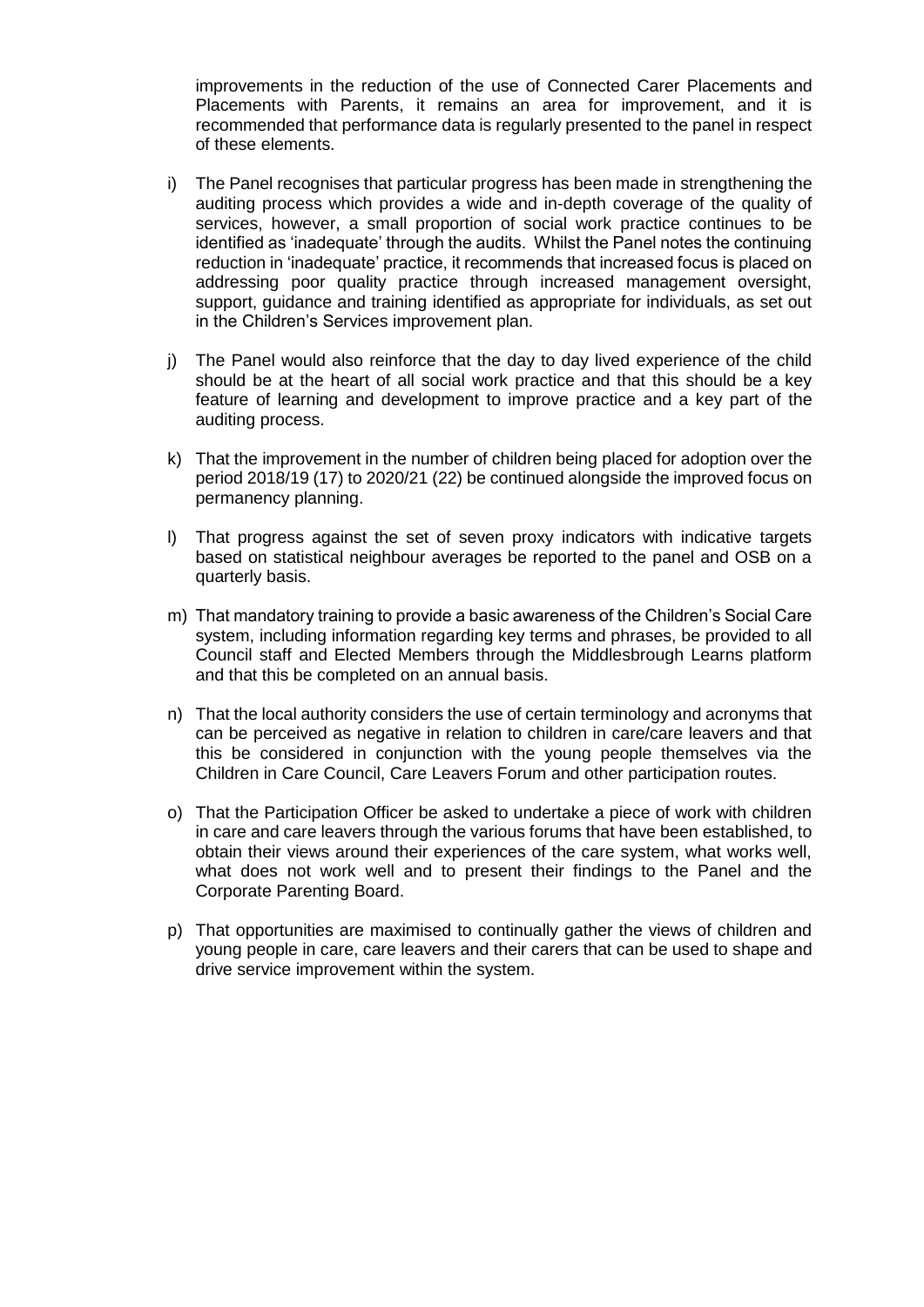improvements in the reduction of the use of Connected Carer Placements and Placements with Parents, it remains an area for improvement, and it is recommended that performance data is regularly presented to the panel in respect of these elements.

i) The Panel recognises that particular progress has been made in strengthening the auditing process which provides a wide and in-depth coverage of the quality of services, however, a small proportion of social work practice continues to be identified as 'inadequate' through the audits. Whilst the Panel notes the continuing reduction in 'inadequate' practice, it recommends that increased focus is placed on addressing poor quality practice through increased management oversight, support, guidance and training identified as appropriate for individuals, as set out in the Children's Services improvement plan.

j) The Panel would also reinforce that the day to day lived experience of the child should be at the heart of all social work practice and that this should be a key feature of learning and development to improve practice and a key part of the auditing process.

k) That the improvement in the number of children being placed for adoption over the period 2018/19 (17) to 2020/21 (22) be continued alongside the improved focus on permanency planning.

l) That progress against the set of seven proxy indicators with indicative targets based on statistical neighbour averages be reported to the panel and OSB on a quarterly basis.

m) That mandatory training to provide a basic awareness of the Children's Social Care system, including information regarding key terms and phrases, be provided to all Council staff and Elected Members through the Middlesbrough Learns platform and that this be completed on an annual basis.

n) That the local authority considers the use of certain terminology and acronyms that can be perceived as negative in relation to children in care/care leavers and that this be considered in conjunction with the young people themselves via the Children in Care Council, Care Leavers Forum and other participation routes.

o) That the Participation Officer be asked to undertake a piece of work with children in care and care leavers through the various forums that have been established, to obtain their views around their experiences of the care system, what works well, what does not work well and to present their findings to the Panel and the Corporate Parenting Board.

p) That opportunities are maximised to continually gather the views of children and young people in care, care leavers and their carers that can be used to shape and drive service improvement within the system.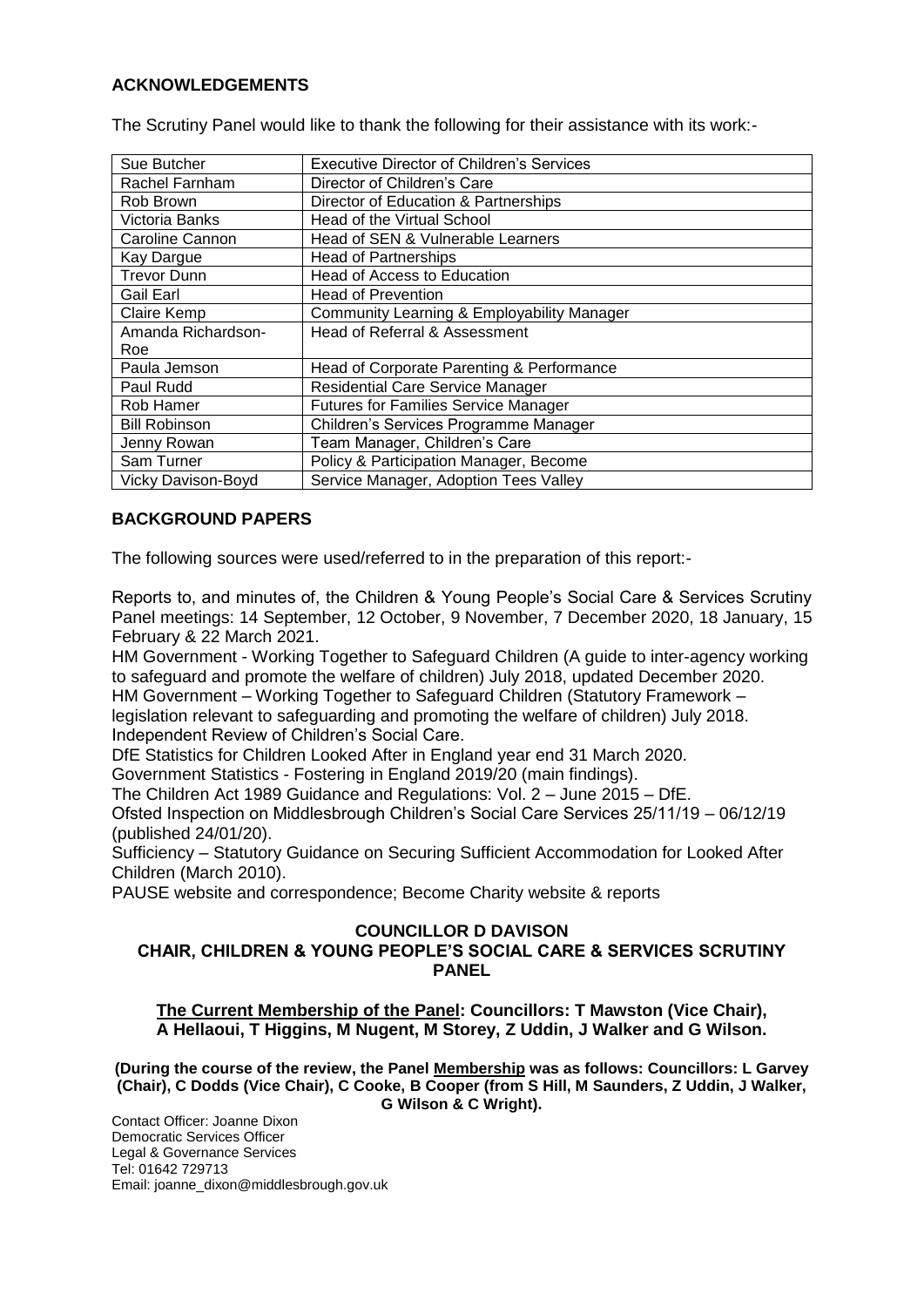## ACKNOWLEDGEMENTS

The Scrutiny Panel would like to thank the following for their assistance with its work:-

| | |
|---|---|
| Sue Butcher | Executive Director of Children's Services |
| Rachel Farnham | Director of Children's Care |
| Rob Brown | Director of Education & Partnerships |
| Victoria Banks | Head of the Virtual School |
| Caroline Cannon | Head of SEN & Vulnerable Learners |
| Kay Dargue | Head of Partnerships |
| Trevor Dunn | Head of Access to Education |
| Gail Earl | Head of Prevention |
| Claire Kemp | Community Learning & Employability Manager |
| Amanda Richardson-Roe | Head of Referral & Assessment |
| Paula Jemson | Head of Corporate Parenting & Performance |
| Paul Rudd | Residential Care Service Manager |
| Rob Hamer | Futures for Families Service Manager |
| Bill Robinson | Children's Services Programme Manager |
| Jenny Rowan | Team Manager, Children's Care |
| Sam Turner | Policy & Participation Manager, Become |
| Vicky Davison-Boyd | Service Manager, Adoption Tees Valley |

## BACKGROUND PAPERS

The following sources were used/referred to in the preparation of this report:-

Reports to, and minutes of, the Children & Young People's Social Care & Services Scrutiny Panel meetings: 14 September, 12 October, 9 November, 7 December 2020, 18 January, 15 February & 22 March 2021.
HM Government - Working Together to Safeguard Children (A guide to inter-agency working to safeguard and promote the welfare of children) July 2018, updated December 2020.
HM Government – Working Together to Safeguard Children (Statutory Framework – legislation relevant to safeguarding and promoting the welfare of children) July 2018.
Independent Review of Children's Social Care.
DfE Statistics for Children Looked After in England year end 31 March 2020.
Government Statistics - Fostering in England 2019/20 (main findings).
The Children Act 1989 Guidance and Regulations: Vol. 2 – June 2015 – DfE.
Ofsted Inspection on Middlesbrough Children's Social Care Services 25/11/19 – 06/12/19 (published 24/01/20).
Sufficiency – Statutory Guidance on Securing Sufficient Accommodation for Looked After Children (March 2010).
PAUSE website and correspondence; Become Charity website & reports

**COUNCILLOR D DAVISON**
**CHAIR, CHILDREN & YOUNG PEOPLE'S SOCIAL CARE & SERVICES SCRUTINY PANEL**

**<u>The Current Membership of the Panel</u>: Councillors: T Mawston (Vice Chair), A Hellaoui, T Higgins, M Nugent, M Storey, Z Uddin, J Walker and G Wilson.**

**(During the course of the review, the Panel <u>Membership</u> was as follows: Councillors: L Garvey (Chair), C Dodds (Vice Chair), C Cooke, B Cooper (from S Hill, M Saunders, Z Uddin, J Walker, G Wilson & C Wright).**

Contact Officer: Joanne Dixon
Democratic Services Officer
Legal & Governance Services
Tel: 01642 729713
Email: joanne_dixon@middlesbrough.gov.uk